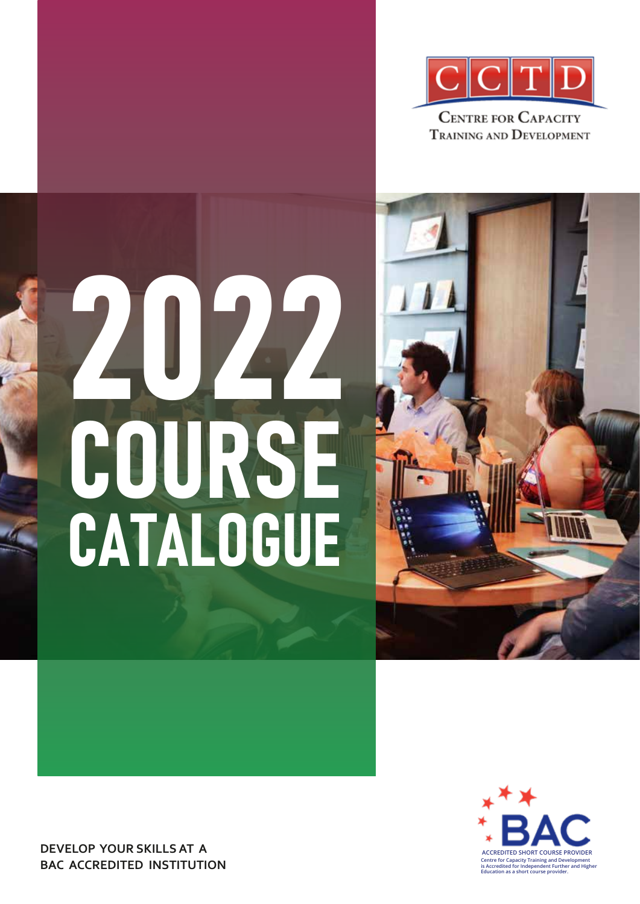CCTD

CENTRE FOR CAPACITY TRAINING AND DEVELOPMENT

# 2022 COURSE CATALOGUE

BAC

ACCREDITED SHORT COURSE PROVIDER

Centre for Capacity Training and Development is Accredited for Independent Further and Higher Education as a short course provider.

**DEVELOP YOUR SKILLS AT A BAC ACCREDITED INSTITUTION**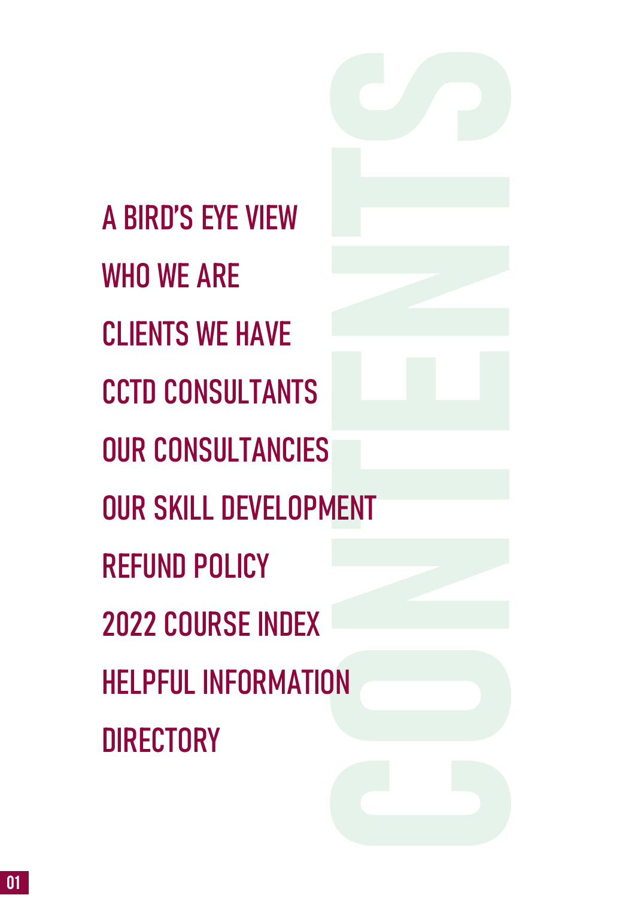# CONTENTS

- A BIRD'S EYE VIEW
- WHO WE ARE
- CLIENTS WE HAVE
- CCTD CONSULTANTS
- OUR CONSULTANCIES
- OUR SKILL DEVELOPMENT
- REFUND POLICY
- 2022 COURSE INDEX
- HELPFUL INFORMATION
- DIRECTORY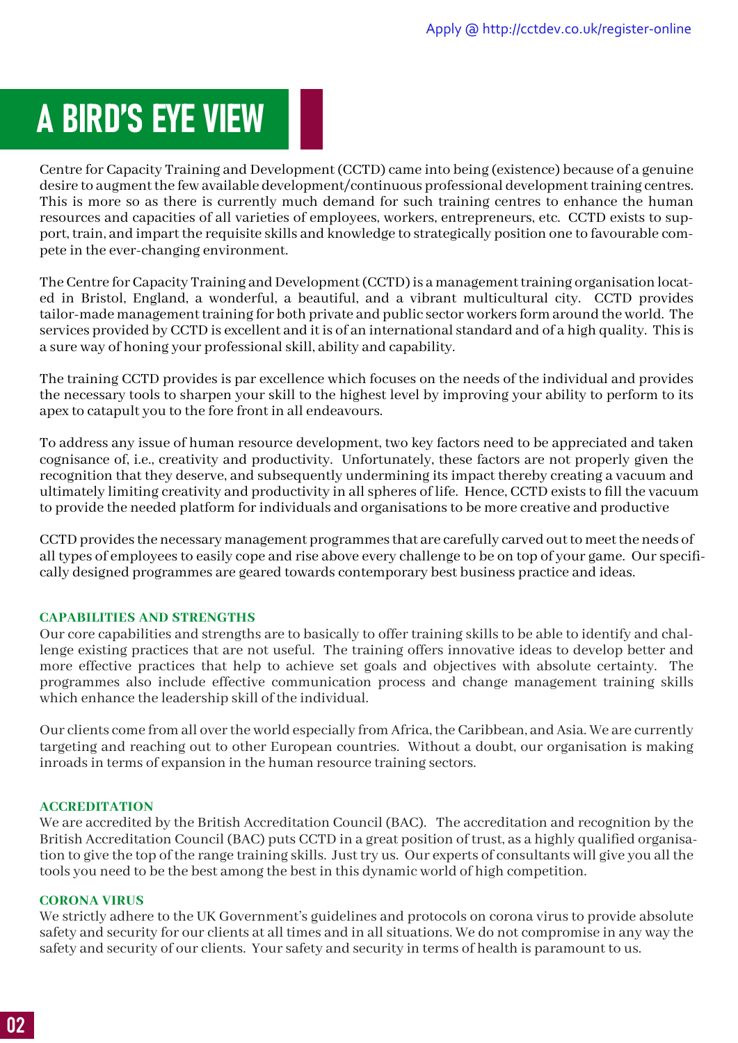Apply @ http://cctdev.co.uk/register-online

# A BIRD'S EYE VIEW

Centre for Capacity Training and Development (CCTD) came into being (existence) because of a genuine desire to augment the few available development/continuous professional development training centres. This is more so as there is currently much demand for such training centres to enhance the human resources and capacities of all varieties of employees, workers, entrepreneurs, etc. CCTD exists to support, train, and impart the requisite skills and knowledge to strategically position one to favourable compete in the ever-changing environment.

The Centre for Capacity Training and Development (CCTD) is a management training organisation located in Bristol, England, a beautiful, a wonderful, a beautiful, and a vibrant multicultural city. CCTD provides tailor-made management training for both private and public sector workers form around the world. The services provided by CCTD is excellent and it is of an international standard and of a high quality. This is a sure way of honing your professional skill, ability and capability.

The training CCTD provides is par excellence which focuses on the needs of the individual and provides the necessary tools to sharpen your skill to the highest level by improving your ability to perform to its apex to catapult you to the fore front in all endeavours.

To address any issue of human resource development, two key factors need to be appreciated and taken cognisance of, i.e., creativity and productivity. Unfortunately, these factors are not properly given the recognition that they deserve, and subsequently undermining its impact thereby creating a vacuum and ultimately limiting creativity and productivity in all spheres of life. Hence, CCTD exists to fill the vacuum to provide the needed platform for individuals and organisations to be more creative and productive

CCTD provides the necessary management programmes that are carefully carved out to meet the needs of all types of employees to easily cope and rise above every challenge to be on top of your game. Our specifically designed programmes are geared towards contemporary best business practice and ideas.

### CAPABILITIES AND STRENGTHS

Our core capabilities and strengths are to basically to offer training skills to be able to identify and challenge existing practices that are not useful. The training offers innovative ideas to develop better and more effective practices that help to achieve set goals and objectives with absolute certainty. The programmes also include effective communication process and change management training skills which enhance the leadership skill of the individual.

Our clients come from all over the world especially from Africa, the Caribbean, and Asia. We are currently targeting and reaching out to other European countries. Without a doubt, our organisation is making inroads in terms of expansion in the human resource training sectors.

### ACCREDITATION

We are accredited by the British Accreditation Council (BAC). The accreditation and recognition by the British Accreditation Council (BAC) puts CCTD in a great position of trust, as a highly qualified organisation to give the top of the range training skills. Just try us. Our experts of consultants will give you all the tools you need to be the best among the best in this dynamic world of high competition.

### CORONA VIRUS

We strictly adhere to the UK Government's guidelines and protocols on corona virus to provide absolute safety and security for our clients at all times and in all situations. We do not compromise in any way the safety and security of our clients. Your safety and security in terms of health is paramount to us.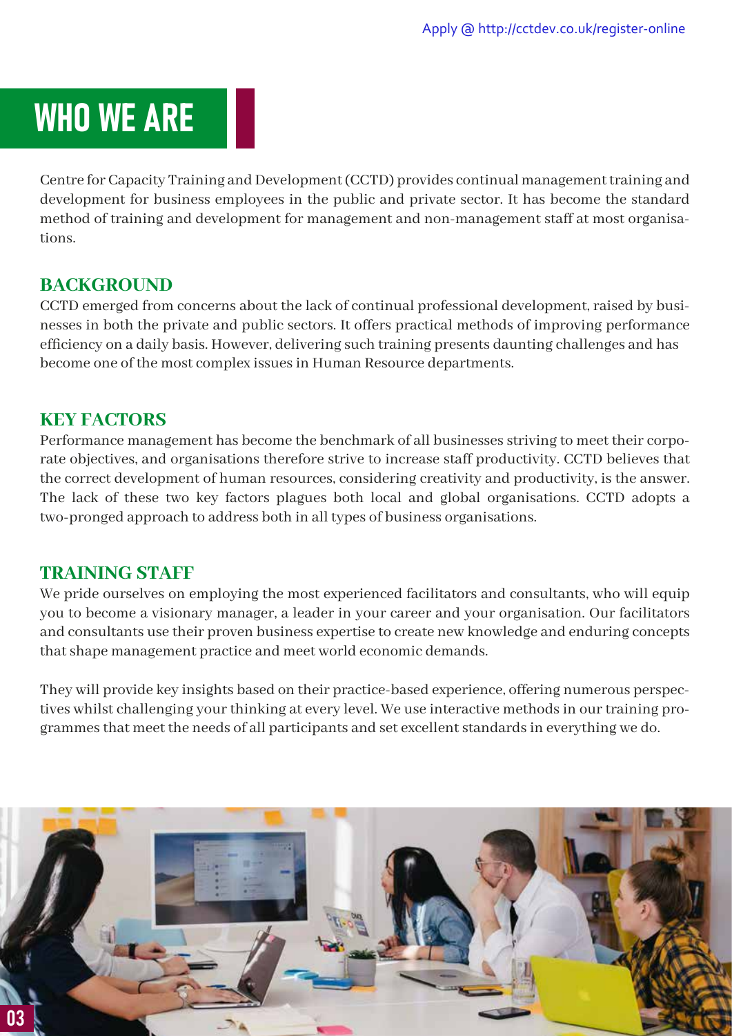Apply @ http://cctdev.co.uk/register-online

# WHO WE ARE

Centre for Capacity Training and Development (CCTD) provides continual management training and development for business employees in the public and private sector. It has become the standard method of training and development for management and non-management staff at most organisations.

## BACKGROUND

CCTD emerged from concerns about the lack of continual professional development, raised by businesses in both the private and public sectors. It offers practical methods of improving performance efficiency on a daily basis. However, delivering such training presents daunting challenges and has become one of the most complex issues in Human Resource departments.

## KEY FACTORS

Performance management has become the benchmark of all businesses striving to meet their corporate objectives, and organisations therefore strive to increase staff productivity. CCTD believes that the correct development of human resources, considering creativity and productivity, is the answer. The lack of these two key factors plagues both local and global organisations. CCTD adopts a two-pronged approach to address both in all types of business organisations.

## TRAINING STAFF

We pride ourselves on employing the most experienced facilitators and consultants, who will equip you to become a visionary manager, a leader in your career and your organisation. Our facilitators and consultants use their proven business expertise to create new knowledge and enduring concepts that shape management practice and meet world economic demands.

They will provide key insights based on their practice-based experience, offering numerous perspectives whilst challenging your thinking at every level. We use interactive methods in our training programmes that meet the needs of all participants and set excellent standards in everything we do.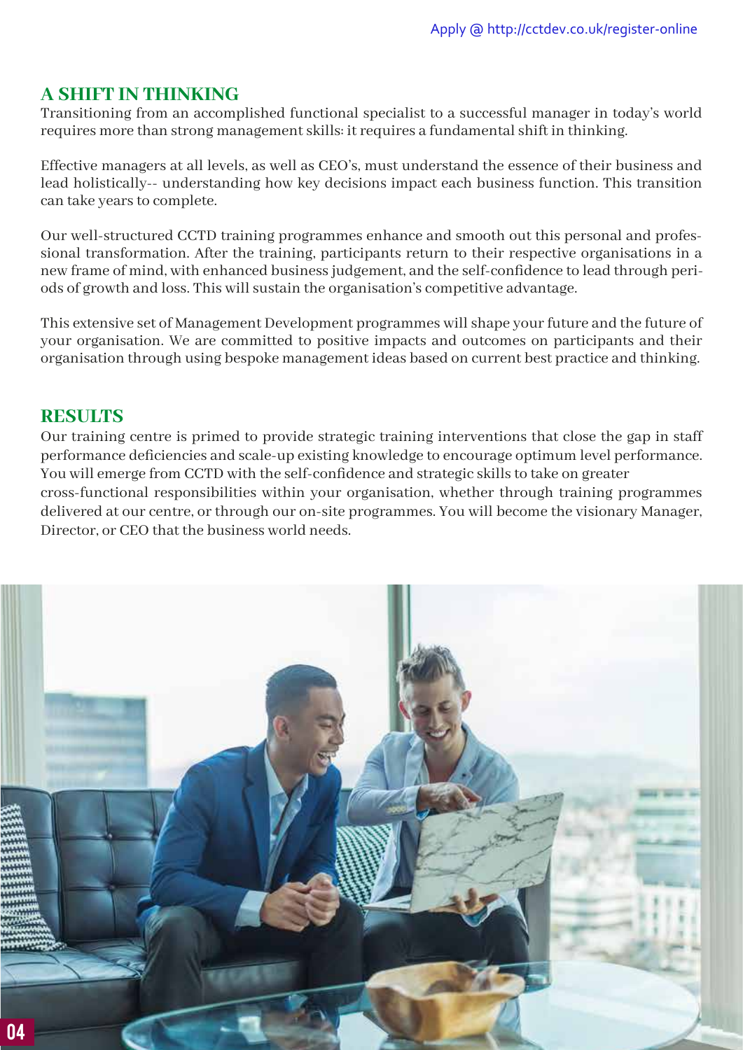## A SHIFT IN THINKING

Transitioning from an accomplished functional specialist to a successful manager in today's world requires more than strong management skills: it requires a fundamental shift in thinking.

Effective managers at all levels, as well as CEO's, must understand the essence of their business and lead holistically-- understanding how key decisions impact each business function. This transition can take years to complete.

Our well-structured CCTD training programmes enhance and smooth out this personal and professional transformation. After the training, participants return to their respective organisations in a new frame of mind, with enhanced business judgement, and the self-confidence to lead through periods of growth and loss. This will sustain the organisation's competitive advantage.

This extensive set of Management Development programmes will shape your future and the future of your organisation. We are committed to positive impacts and outcomes on participants and their organisation through using bespoke management ideas based on current best practice and thinking.

## RESULTS

Our training centre is primed to provide strategic training interventions that close the gap in staff performance deficiencies and scale-up existing knowledge to encourage optimum level performance. You will emerge from CCTD with the self-confidence and strategic skills to take on greater cross-functional responsibilities within your organisation, whether through training programmes delivered at our centre, or through our on-site programmes. You will become the visionary Manager, Director, or CEO that the business world needs.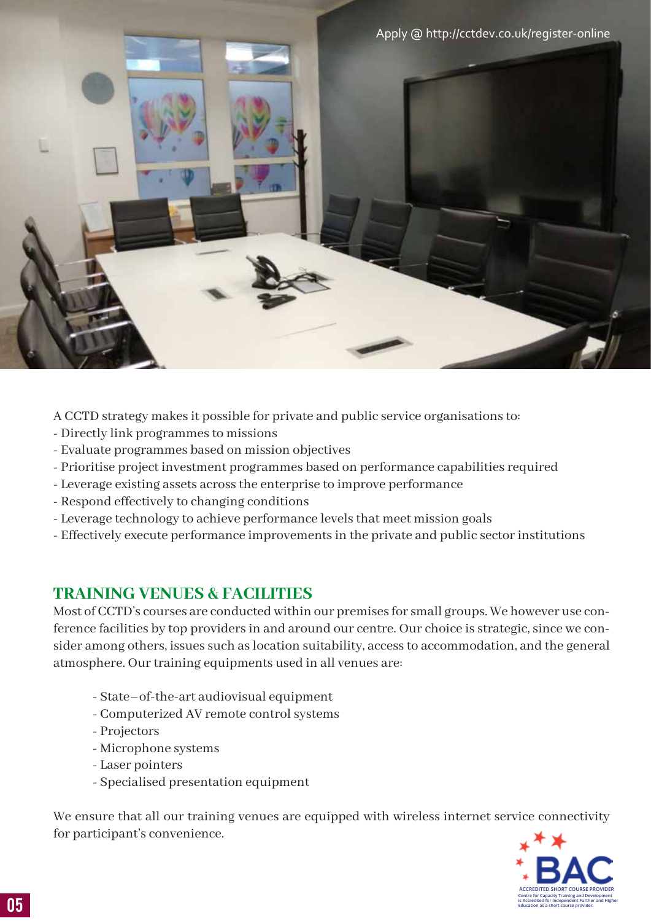Apply @ http://cctdev.co.uk/register-online

A CCTD strategy makes it possible for private and public service organisations to:
- Directly link programmes to missions
- Evaluate programmes based on mission objectives
- Prioritise project investment programmes based on performance capabilities required
- Leverage existing assets across the enterprise to improve performance
- Respond effectively to changing conditions
- Leverage technology to achieve performance levels that meet mission goals
- Effectively execute performance improvements in the private and public sector institutions

## TRAINING VENUES & FACILITIES

Most of CCTD's courses are conducted within our premises for small groups. We however use conference facilities by top providers in and around our centre. Our choice is strategic, since we consider among others, issues such as location suitability, access to accommodation, and the general atmosphere. Our training equipments used in all venues are:

- State–of-the-art audiovisual equipment
- Computerized AV remote control systems
- Projectors
- Microphone systems
- Laser pointers
- Specialised presentation equipment

We ensure that all our training venues are equipped with wireless internet service connectivity for participant's convenience.

BAC
ACCREDITED SHORT COURSE PROVIDER
Centre for Capacity Training and Development is Accredited for Independent Further and Higher Education as a short course provider.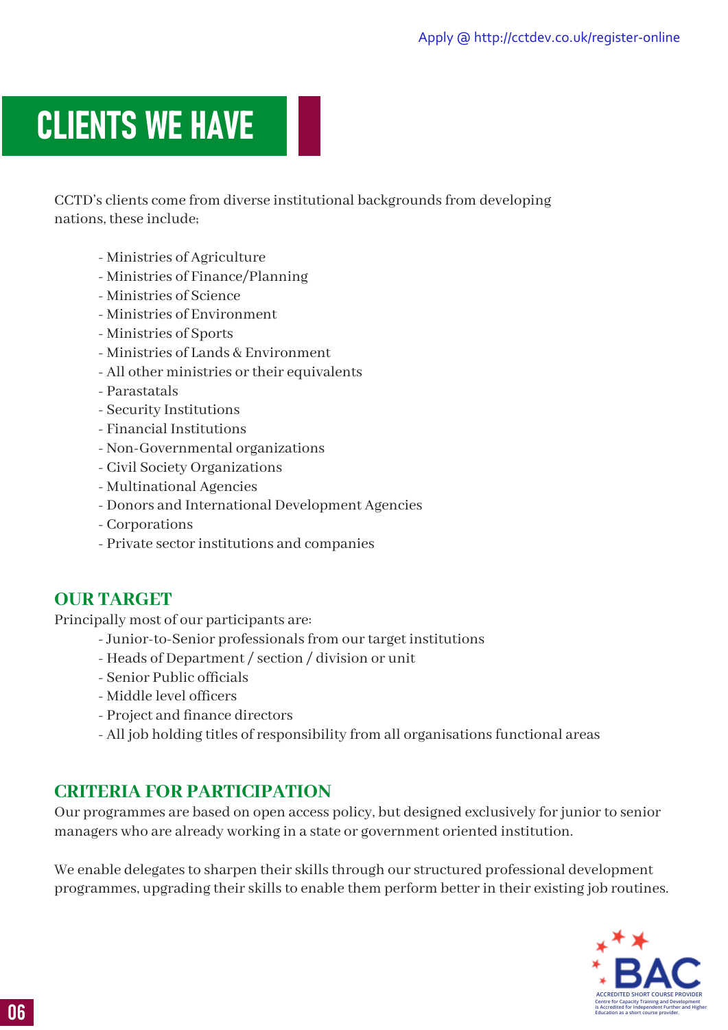Apply @ http://cctdev.co.uk/register-online

# CLIENTS WE HAVE

CCTD's clients come from diverse institutional backgrounds from developing nations, these include;

- Ministries of Agriculture
- Ministries of Finance/Planning
- Ministries of Science
- Ministries of Environment
- Ministries of Sports
- Ministries of Lands & Environment
- All other ministries or their equivalents
- Parastatals
- Security Institutions
- Financial Institutions
- Non-Governmental organizations
- Civil Society Organizations
- Multinational Agencies
- Donors and International Development Agencies
- Corporations
- Private sector institutions and companies

## OUR TARGET

Principally most of our participants are:

- Junior-to-Senior professionals from our target institutions
- Heads of Department / section / division or unit
- Senior Public officials
- Middle level officers
- Project and finance directors
- All job holding titles of responsibility from all organisations functional areas

## CRITERIA FOR PARTICIPATION

Our programmes are based on open access policy, but designed exclusively for junior to senior managers who are already working in a state or government oriented institution.

We enable delegates to sharpen their skills through our structured professional development programmes, upgrading their skills to enable them perform better in their existing job routines.

BAC
ACCREDITED SHORT COURSE PROVIDER
Centre for Capacity Training and Development is Accredited for Independent Further and Higher Education as a short course provider.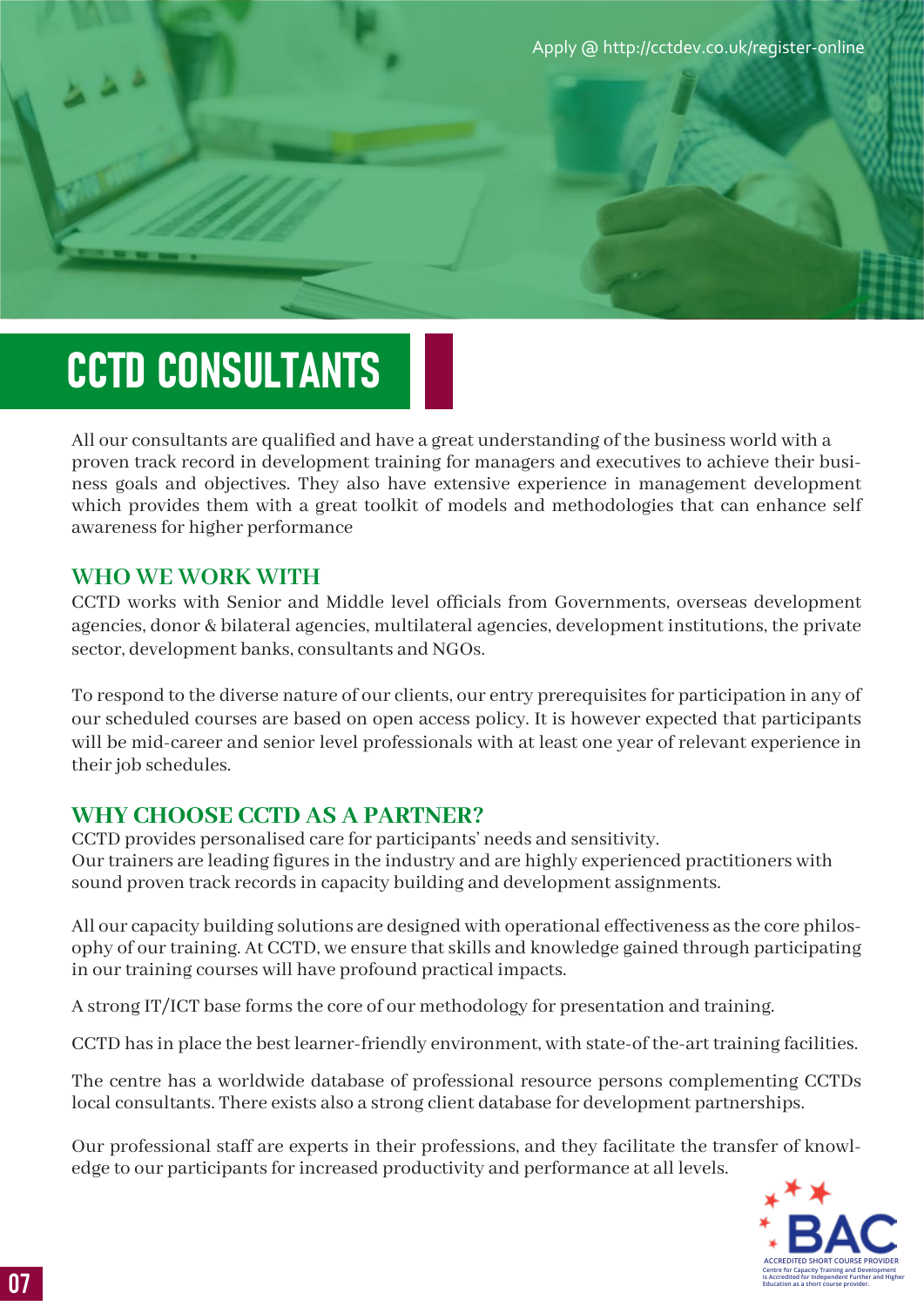Apply @ http://cctdev.co.uk/register-online

# CCTD CONSULTANTS

All our consultants are qualified and have a great understanding of the business world with a proven track record in development training for managers and executives to achieve their business goals and objectives. They also have extensive experience in management development which provides them with a great toolkit of models and methodologies that can enhance self awareness for higher performance

## WHO WE WORK WITH

CCTD works with Senior and Middle level officials from Governments, overseas development agencies, donor & bilateral agencies, multilateral agencies, development institutions, the private sector, development banks, consultants and NGOs.

To respond to the diverse nature of our clients, our entry prerequisites for participation in any of our scheduled courses are based on open access policy. It is however expected that participants will be mid-career and senior level professionals with at least one year of relevant experience in their job schedules.

## WHY CHOOSE CCTD AS A PARTNER?

CCTD provides personalised care for participants' needs and sensitivity.
Our trainers are leading figures in the industry and are highly experienced practitioners with sound proven track records in capacity building and development assignments.

All our capacity building solutions are designed with operational effectiveness as the core philosophy of our training. At CCTD, we ensure that skills and knowledge gained through participating in our training courses will have profound practical impacts.

A strong IT/ICT base forms the core of our methodology for presentation and training.

CCTD has in place the best learner-friendly environment, with state-of the-art training facilities.

The centre has a worldwide database of professional resource persons complementing CCTDs local consultants. There exists also a strong client database for development partnerships.

Our professional staff are experts in their professions, and they facilitate the transfer of knowledge to our participants for increased productivity and performance at all levels.

BAC
ACCREDITED SHORT COURSE PROVIDER
Centre for Capacity Training and Development is Accredited for Independent Further and Higher Education as a short course provider.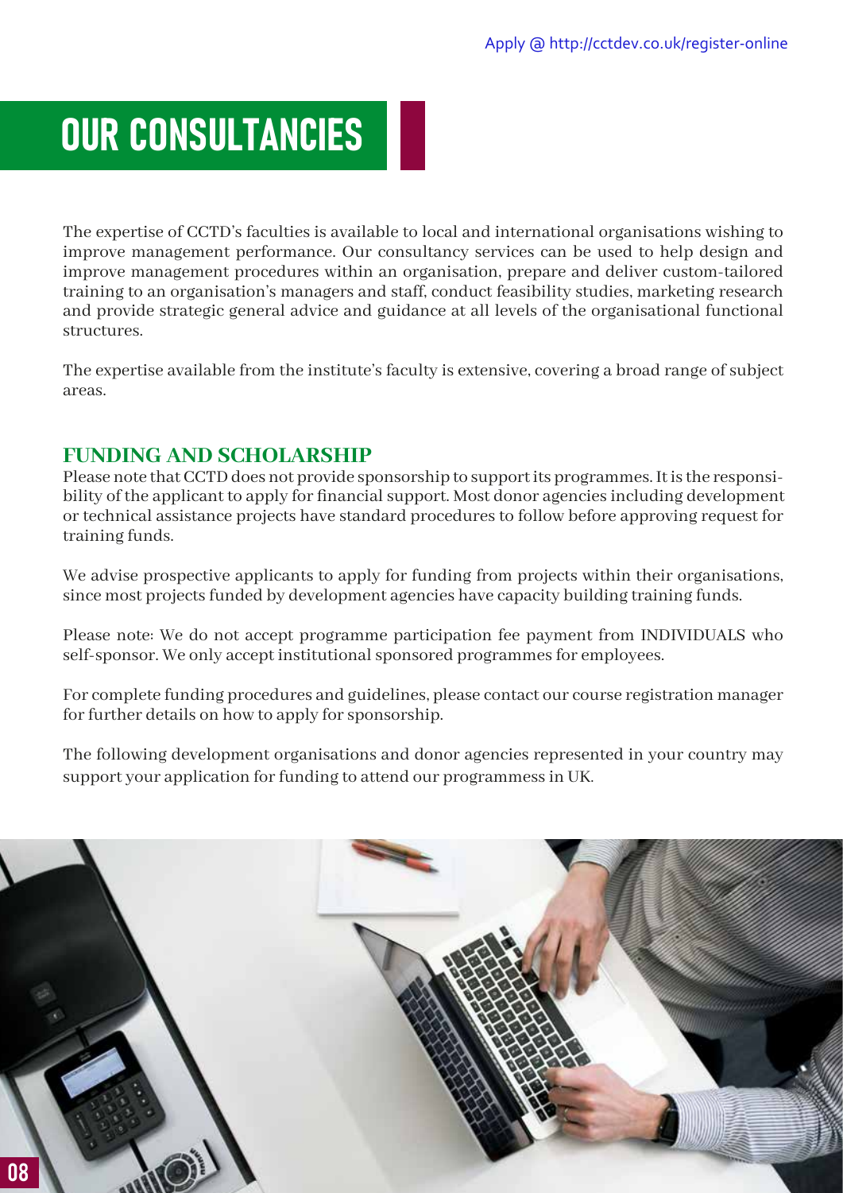Apply @ http://cctdev.co.uk/register-online

# OUR CONSULTANCIES

The expertise of CCTD's faculties is available to local and international organisations wishing to improve management performance. Our consultancy services can be used to help design and improve management procedures within an organisation, prepare and deliver custom-tailored training to an organisation's managers and staff, conduct feasibility studies, marketing research and provide strategic general advice and guidance at all levels of the organisational functional structures.

The expertise available from the institute's faculty is extensive, covering a broad range of subject areas.

## FUNDING AND SCHOLARSHIP

Please note that CCTD does not provide sponsorship to support its programmes. It is the responsibility of the applicant to apply for financial support. Most donor agencies including development or technical assistance projects have standard procedures to follow before approving request for training funds.

We advise prospective applicants to apply for funding from projects within their organisations, since most projects funded by development agencies have capacity building training funds.

Please note: We do not accept programme participation fee payment from INDIVIDUALS who self-sponsor. We only accept institutional sponsored programmes for employees.

For complete funding procedures and guidelines, please contact our course registration manager for further details on how to apply for sponsorship.

The following development organisations and donor agencies represented in your country may support your application for funding to attend our programmess in UK.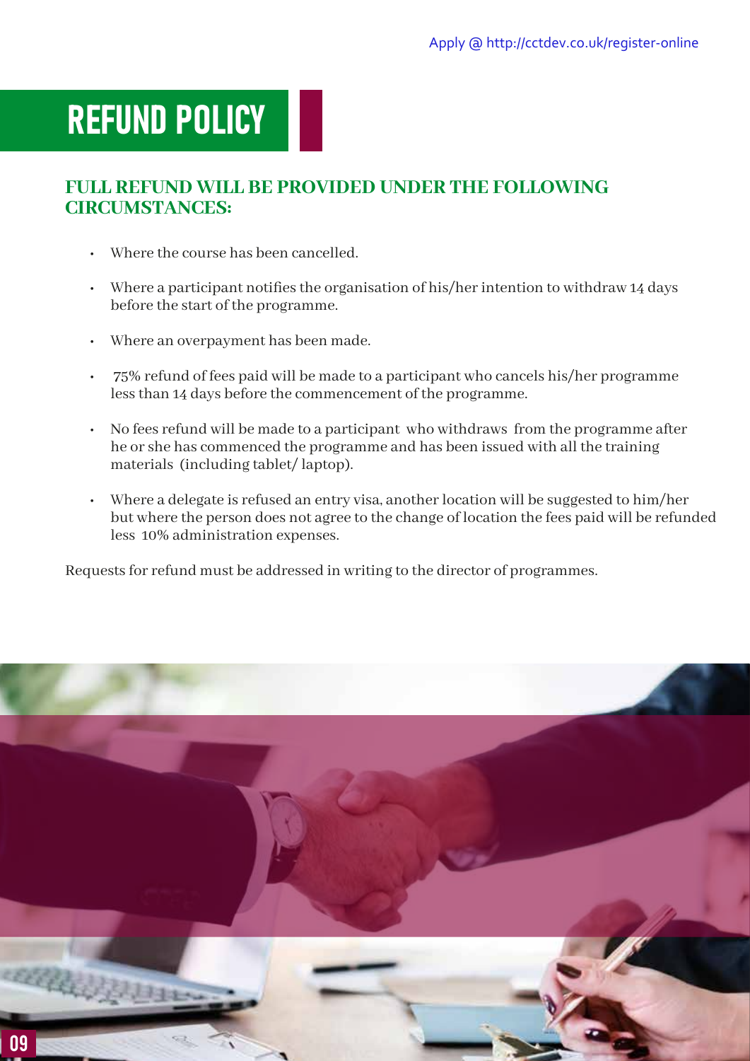Apply @ http://cctdev.co.uk/register-online

# REFUND POLICY

## FULL REFUND WILL BE PROVIDED UNDER THE FOLLOWING CIRCUMSTANCES:

- Where the course has been cancelled.
- Where a participant notifies the organisation of his/her intention to withdraw 14 days before the start of the programme.
- Where an overpayment has been made.
- 75% refund of fees paid will be made to a participant who cancels his/her programme less than 14 days before the commencement of the programme.
- No fees refund will be made to a participant who withdraws from the programme after he or she has commenced the programme and has been issued with all the training materials (including tablet/ laptop).
- Where a delegate is refused an entry visa, another location will be suggested to him/her but where the person does not agree to the change of location the fees paid will be refunded less 10% administration expenses.

Requests for refund must be addressed in writing to the director of programmes.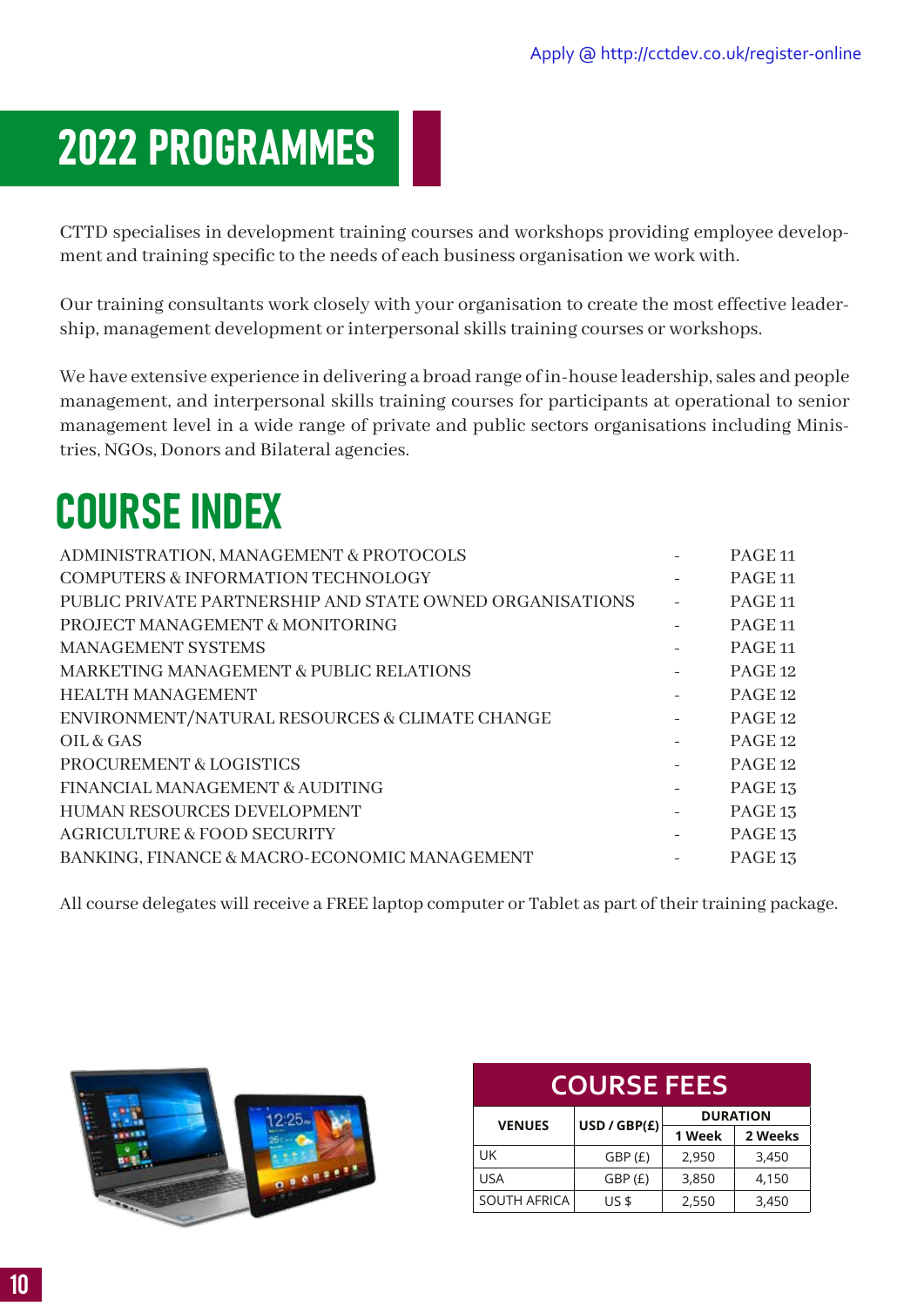Apply @ http://cctdev.co.uk/register-online

# 2022 PROGRAMMES

CTTD specialises in development training courses and workshops providing employee development and training specific to the needs of each business organisation we work with.

Our training consultants work closely with your organisation to create the most effective leadership, management development or interpersonal skills training courses or workshops.

We have extensive experience in delivering a broad range of in-house leadership, sales and people management, and interpersonal skills training courses for participants at operational to senior management level in a wide range of private and public sectors organisations including Ministries, NGOs, Donors and Bilateral agencies.

## COURSE INDEX

| | | |
|---|---|---|
| ADMINISTRATION, MANAGEMENT & PROTOCOLS | - | PAGE 11 |
| COMPUTERS & INFORMATION TECHNOLOGY | - | PAGE 11 |
| PUBLIC PRIVATE PARTNERSHIP AND STATE OWNED ORGANISATIONS | - | PAGE 11 |
| PROJECT MANAGEMENT & MONITORING | - | PAGE 11 |
| MANAGEMENT SYSTEMS | - | PAGE 11 |
| MARKETING MANAGEMENT & PUBLIC RELATIONS | - | PAGE 12 |
| HEALTH MANAGEMENT | - | PAGE 12 |
| ENVIRONMENT/NATURAL RESOURCES & CLIMATE CHANGE | - | PAGE 12 |
| OIL & GAS | - | PAGE 12 |
| PROCUREMENT & LOGISTICS | - | PAGE 12 |
| FINANCIAL MANAGEMENT & AUDITING | - | PAGE 13 |
| HUMAN RESOURCES DEVELOPMENT | - | PAGE 13 |
| AGRICULTURE & FOOD SECURITY | - | PAGE 13 |
| BANKING, FINANCE & MACRO-ECONOMIC MANAGEMENT | - | PAGE 13 |

All course delegates will receive a FREE laptop computer or Tablet as part of their training package.

**COURSE FEES**

| VENUES | USD / GBP(£) | DURATION | |
|---|---|---|---|
| | | 1 Week | 2 Weeks |
| UK | GBP (£) | 2,950 | 3,450 |
| USA | GBP (£) | 3,850 | 4,150 |
| SOUTH AFRICA | US $ | 2,550 | 3,450 |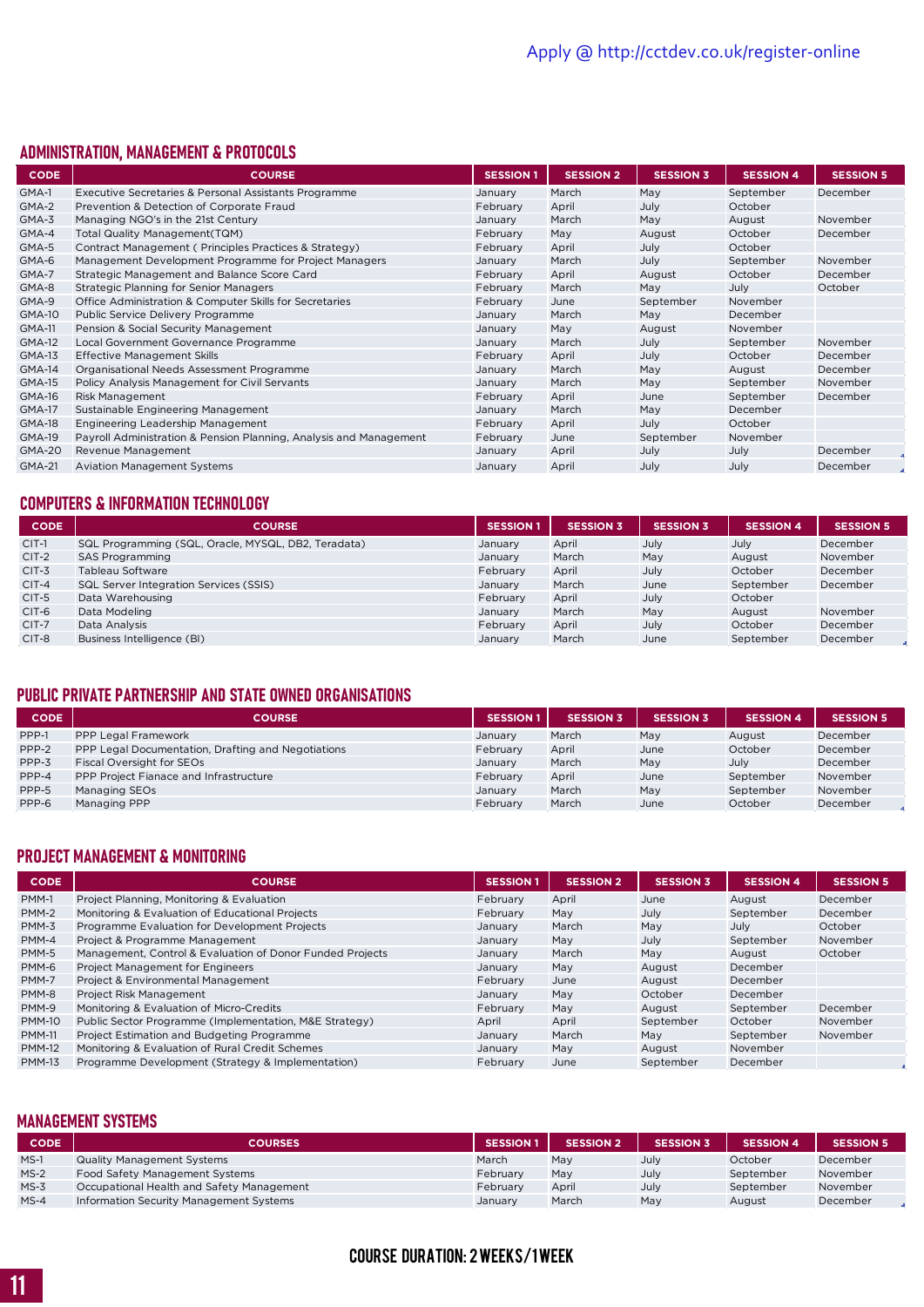Apply @ http://cctdev.co.uk/register-online

## ADMINISTRATION, MANAGEMENT & PROTOCOLS

| CODE | COURSE | SESSION 1 | SESSION 2 | SESSION 3 | SESSION 4 | SESSION 5 |
|---|---|---|---|---|---|---|
| GMA-1 | Executive Secretaries & Personal Assistants Programme | January | March | May | September | December |
| GMA-2 | Prevention & Detection of Corporate Fraud | February | April | July | October | |
| GMA-3 | Managing NGO's in the 21st Century | January | March | May | August | November |
| GMA-4 | Total Quality Management(TQM) | February | May | August | October | December |
| GMA-5 | Contract Management ( Principles Practices & Strategy) | February | April | July | October | |
| GMA-6 | Management Development Programme for Project Managers | January | March | July | September | November |
| GMA-7 | Strategic Management and Balance Score Card | February | April | August | October | December |
| GMA-8 | Strategic Planning for Senior Managers | February | March | May | July | October |
| GMA-9 | Office Administration & Computer Skills for Secretaries | February | June | September | November | |
| GMA-10 | Public Service Delivery Programme | January | March | May | December | |
| GMA-11 | Pension & Social Security Management | January | May | August | November | |
| GMA-12 | Local Government Governance Programme | January | March | July | September | November |
| GMA-13 | Effective Management Skills | February | April | July | October | December |
| GMA-14 | Organisational Needs Assessment Programme | January | March | May | August | December |
| GMA-15 | Policy Analysis Management for Civil Servants | January | March | May | September | November |
| GMA-16 | Risk Management | February | April | June | September | December |
| GMA-17 | Sustainable Engineering Management | January | March | May | December | |
| GMA-18 | Engineering Leadership Management | February | April | July | October | |
| GMA-19 | Payroll Administration & Pension Planning, Analysis and Management | February | June | September | November | |
| GMA-20 | Revenue Management | January | April | July | July | December |
| GMA-21 | Aviation Management Systems | January | April | July | July | December |

## COMPUTERS & INFORMATION TECHNOLOGY

| CODE | COURSE | SESSION 1 | SESSION 3 | SESSION 3 | SESSION 4 | SESSION 5 |
|---|---|---|---|---|---|---|
| CIT-1 | SQL Programming (SQL, Oracle, MYSQL, DB2, Teradata) | January | April | July | July | December |
| CIT-2 | SAS Programming | January | March | May | August | November |
| CIT-3 | Tableau Software | February | April | July | October | December |
| CIT-4 | SQL Server Integration Services (SSIS) | January | March | June | September | December |
| CIT-5 | Data Warehousing | February | April | July | October | |
| CIT-6 | Data Modeling | January | March | May | August | November |
| CIT-7 | Data Analysis | February | April | July | October | December |
| CIT-8 | Business Intelligence (BI) | January | March | June | September | December |

## PUBLIC PRIVATE PARTNERSHIP AND STATE OWNED ORGANISATIONS

| CODE | COURSE | SESSION 1 | SESSION 3 | SESSION 3 | SESSION 4 | SESSION 5 |
|---|---|---|---|---|---|---|
| PPP-1 | PPP Legal Framework | January | March | May | August | December |
| PPP-2 | PPP Legal Documentation, Drafting and Negotiations | February | April | June | October | December |
| PPP-3 | Fiscal Oversight for SEOs | January | March | May | July | December |
| PPP-4 | PPP Project Fianace and Infrastructure | February | April | June | September | November |
| PPP-5 | Managing SEOs | January | March | May | September | November |
| PPP-6 | Managing PPP | February | March | June | October | December |

## PROJECT MANAGEMENT & MONITORING

| CODE | COURSE | SESSION 1 | SESSION 2 | SESSION 3 | SESSION 4 | SESSION 5 |
|---|---|---|---|---|---|---|
| PMM-1 | Project Planning, Monitoring & Evaluation | February | April | June | August | December |
| PMM-2 | Monitoring & Evaluation of Educational Projects | February | May | July | September | December |
| PMM-3 | Programme Evaluation for Development Projects | January | March | May | July | October |
| PMM-4 | Project & Programme Management | January | May | July | September | November |
| PMM-5 | Management, Control & Evaluation of Donor Funded Projects | January | March | May | August | October |
| PMM-6 | Project Management for Engineers | January | May | August | December | |
| PMM-7 | Project & Environmental Management | February | June | August | December | |
| PMM-8 | Project Risk Management | January | May | October | December | |
| PMM-9 | Monitoring & Evaluation of Micro-Credits | February | May | August | September | December |
| PMM-10 | Public Sector Programme (Implementation, M&E Strategy) | April | April | September | October | November |
| PMM-11 | Project Estimation and Budgeting Programme | January | March | May | September | November |
| PMM-12 | Monitoring & Evaluation of Rural Credit Schemes | January | May | August | November | |
| PMM-13 | Programme Development (Strategy & Implementation) | February | June | September | December | |

## MANAGEMENT SYSTEMS

| CODE | COURSES | SESSION 1 | SESSION 2 | SESSION 3 | SESSION 4 | SESSION 5 |
|---|---|---|---|---|---|---|
| MS-1 | Quality Management Systems | March | May | July | October | December |
| MS-2 | Food Safety Management Systems | February | May | July | September | November |
| MS-3 | Occupational Health and Safety Management | February | April | July | September | November |
| MS-4 | Information Security Management Systems | January | March | May | August | December |

**COURSE DURATION: 2 WEEKS / 1 WEEK**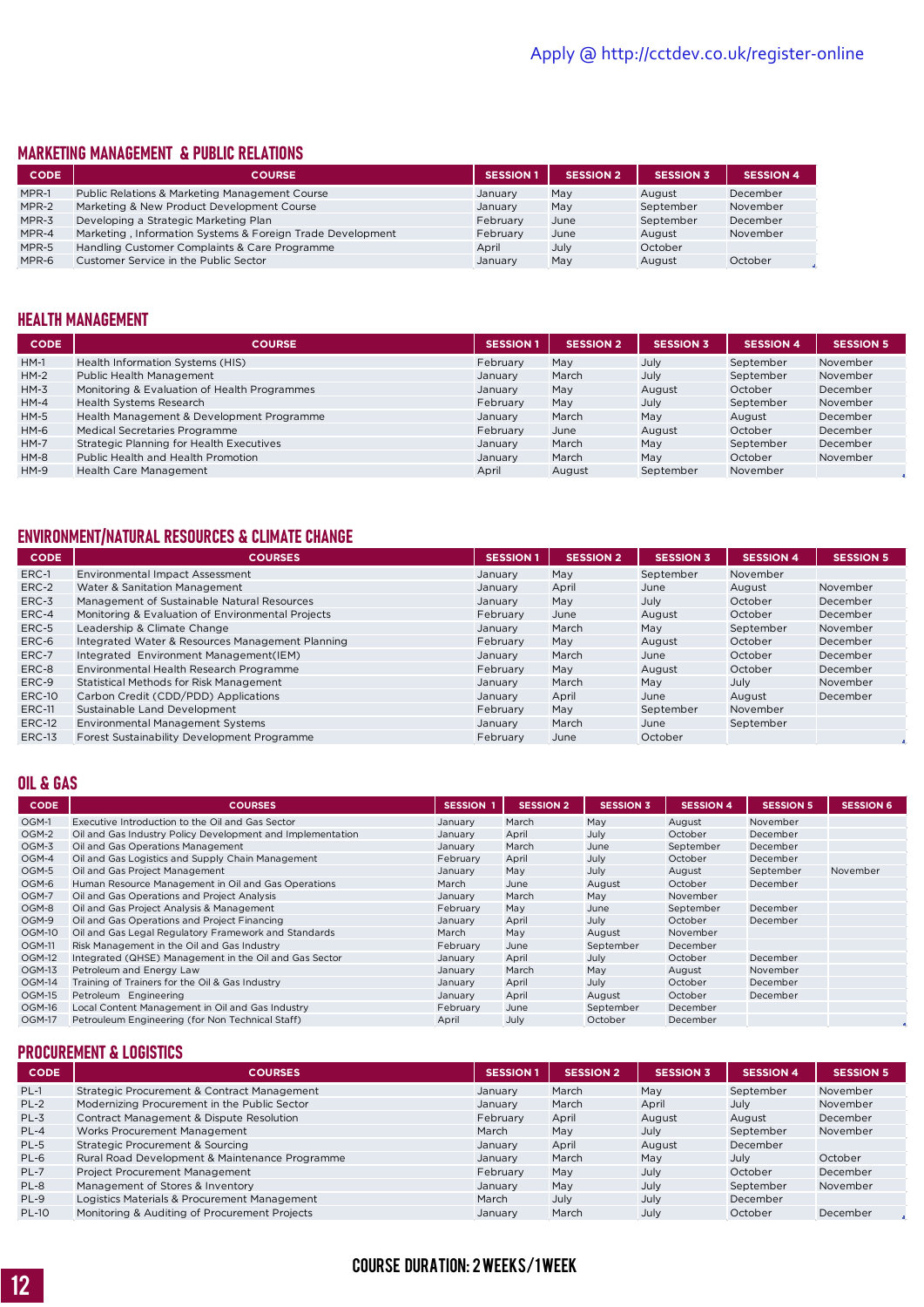Apply @ http://cctdev.co.uk/register-online

## MARKETING MANAGEMENT & PUBLIC RELATIONS

| CODE | COURSE | SESSION 1 | SESSION 2 | SESSION 3 | SESSION 4 |
|---|---|---|---|---|---|
| MPR-1 | Public Relations & Marketing Management Course | January | May | August | December |
| MPR-2 | Marketing & New Product Development Course | January | May | September | November |
| MPR-3 | Developing a Strategic Marketing Plan | February | June | September | December |
| MPR-4 | Marketing , Information Systems & Foreign Trade Development | February | June | August | November |
| MPR-5 | Handling Customer Complaints & Care Programme | April | July | October | |
| MPR-6 | Customer Service in the Public Sector | January | May | August | October |

## HEALTH MANAGEMENT

| CODE | COURSE | SESSION 1 | SESSION 2 | SESSION 3 | SESSION 4 | SESSION 5 |
|---|---|---|---|---|---|---|
| HM-1 | Health Information Systems (HIS) | February | May | July | September | November |
| HM-2 | Public Health Management | January | March | July | September | November |
| HM-3 | Monitoring & Evaluation of Health Programmes | January | May | August | October | December |
| HM-4 | Health Systems Research | February | May | July | September | November |
| HM-5 | Health Management & Development Programme | January | March | May | August | December |
| HM-6 | Medical Secretaries Programme | February | June | August | October | December |
| HM-7 | Strategic Planning for Health Executives | January | March | May | September | December |
| HM-8 | Public Health and Health Promotion | January | March | May | October | November |
| HM-9 | Health Care Management | April | August | September | November | |

## ENVIRONMENT/NATURAL RESOURCES & CLIMATE CHANGE

| CODE | COURSES | SESSION 1 | SESSION 2 | SESSION 3 | SESSION 4 | SESSION 5 |
|---|---|---|---|---|---|---|
| ERC-1 | Environmental Impact Assessment | January | May | September | November | |
| ERC-2 | Water & Sanitation Management | January | April | June | August | November |
| ERC-3 | Management of Sustainable Natural Resources | January | May | July | October | December |
| ERC-4 | Monitoring & Evaluation of Environmental Projects | February | June | August | October | December |
| ERC-5 | Leadership & Climate Change | January | March | May | September | November |
| ERC-6 | Integrated Water & Resources Management Planning | February | May | August | October | December |
| ERC-7 | Integrated Environment Management(IEM) | January | March | June | October | December |
| ERC-8 | Environmental Health Research Programme | February | May | August | October | December |
| ERC-9 | Statistical Methods for Risk Management | January | March | May | July | November |
| ERC-10 | Carbon Credit (CDD/PDD) Applications | January | April | June | August | December |
| ERC-11 | Sustainable Land Development | February | May | September | November | |
| ERC-12 | Environmental Management Systems | January | March | June | September | |
| ERC-13 | Forest Sustainability Development Programme | February | June | October | | |

## OIL & GAS

| CODE | COURSES | SESSION 1 | SESSION 2 | SESSION 3 | SESSION 4 | SESSION 5 | SESSION 6 |
|---|---|---|---|---|---|---|---|
| OGM-1 | Executive Introduction to the Oil and Gas Sector | January | March | May | August | November | |
| OGM-2 | Oil and Gas Industry Policy Development and Implementation | January | April | July | October | December | |
| OGM-3 | Oil and Gas Operations Management | January | March | June | September | December | |
| OGM-4 | Oil and Gas Logistics and Supply Chain Management | February | April | July | October | December | |
| OGM-5 | Oil and Gas Project Management | January | May | July | August | September | November |
| OGM-6 | Human Resource Management in Oil and Gas Operations | March | June | August | October | December | |
| OGM-7 | Oil and Gas Operations and Project Analysis | January | March | May | November | | |
| OGM-8 | Oil and Gas Project Analysis & Management | February | May | June | September | December | |
| OGM-9 | Oil and Gas Operations and Project Financing | January | April | July | October | December | |
| OGM-10 | Oil and Gas Legal Regulatory Framework and Standards | March | May | August | November | | |
| OGM-11 | Risk Management in the Oil and Gas Industry | February | June | September | December | | |
| OGM-12 | Integrated (QHSE) Management in the Oil and Gas Sector | January | April | July | October | December | |
| OGM-13 | Petroleum and Energy Law | January | March | May | August | November | |
| OGM-14 | Training of Trainers for the Oil & Gas Industry | January | April | July | October | December | |
| OGM-15 | Petroleum Engineering | January | April | August | October | December | |
| OGM-16 | Local Content Management in Oil and Gas Industry | February | June | September | December | | |
| OGM-17 | Petrouleum Engineering (for Non Technical Staff) | April | July | October | December | | |

## PROCUREMENT & LOGISTICS

| CODE | COURSES | SESSION 1 | SESSION 2 | SESSION 3 | SESSION 4 | SESSION 5 |
|---|---|---|---|---|---|---|
| PL-1 | Strategic Procurement & Contract Management | January | March | May | September | November |
| PL-2 | Modernizing Procurement in the Public Sector | January | March | April | July | November |
| PL-3 | Contract Management & Dispute Resolution | February | April | August | August | December |
| PL-4 | Works Procurement Management | March | May | July | September | November |
| PL-5 | Strategic Procurement & Sourcing | January | April | August | December | |
| PL-6 | Rural Road Development & Maintenance Programme | January | March | May | July | October |
| PL-7 | Project Procurement Management | February | May | July | October | December |
| PL-8 | Management of Stores & Inventory | January | May | July | September | November |
| PL-9 | Logistics Materials & Procurement Management | March | July | July | December | |
| PL-10 | Monitoring & Auditing of Procurement Projects | January | March | July | October | December |

**COURSE DURATION: 2 WEEKS/1 WEEK**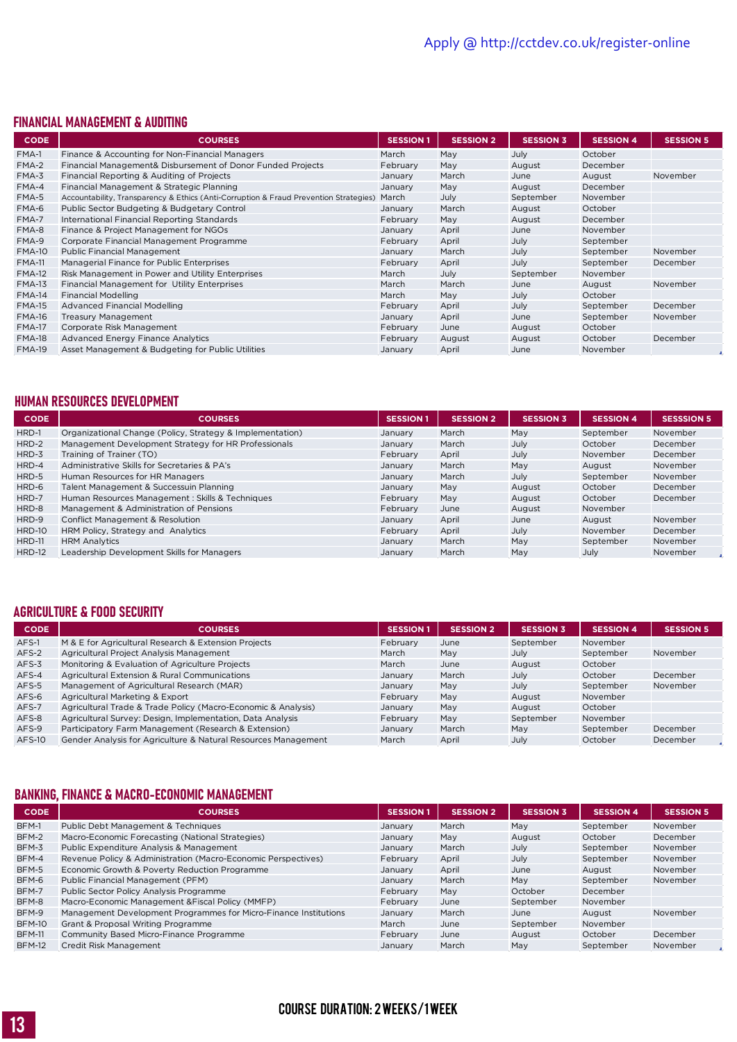Apply @ http://cctdev.co.uk/register-online

## FINANCIAL MANAGEMENT & AUDITING

| CODE | COURSES | SESSION 1 | SESSION 2 | SESSION 3 | SESSION 4 | SESSION 5 |
|---|---|---|---|---|---|---|
| FMA-1 | Finance & Accounting for Non-Financial Managers | March | May | July | October | |
| FMA-2 | Financial Management& Disbursement of Donor Funded Projects | February | May | August | December | |
| FMA-3 | Financial Reporting & Auditing of Projects | January | March | June | August | November |
| FMA-4 | Financial Management & Strategic Planning | January | May | August | December | |
| FMA-5 | Accountability, Transparency & Ethics (Anti-Corruption & Fraud Prevention Strategies) | March | July | September | November | |
| FMA-6 | Public Sector Budgeting & Budgetary Control | January | March | August | October | |
| FMA-7 | International Financial Reporting Standards | February | May | August | December | |
| FMA-8 | Finance & Project Management for NGOs | January | April | June | November | |
| FMA-9 | Corporate Financial Management Programme | February | April | July | September | |
| FMA-10 | Public Financial Management | January | March | July | September | November |
| FMA-11 | Managerial Finance for Public Enterprises | February | April | July | September | December |
| FMA-12 | Risk Management in Power and Utility Enterprises | March | July | September | November | |
| FMA-13 | Financial Management for Utility Enterprises | March | March | June | August | November |
| FMA-14 | Financial Modelling | March | May | July | October | |
| FMA-15 | Advanced Financial Modelling | February | April | July | September | December |
| FMA-16 | Treasury Management | January | April | June | September | November |
| FMA-17 | Corporate Risk Management | February | June | August | October | |
| FMA-18 | Advanced Energy Finance Analytics | February | August | August | October | December |
| FMA-19 | Asset Management & Budgeting for Public Utilities | January | April | June | November | |

## HUMAN RESOURCES DEVELOPMENT

| CODE | COURSES | SESSION 1 | SESSION 2 | SESSION 3 | SESSION 4 | SESSSION 5 |
|---|---|---|---|---|---|---|
| HRD-1 | Organizational Change (Policy, Strategy & Implementation) | January | March | May | September | November |
| HRD-2 | Management Development Strategy for HR Professionals | January | March | July | October | December |
| HRD-3 | Training of Trainer (TO) | February | April | July | November | December |
| HRD-4 | Administrative Skills for Secretaries & PA's | January | March | May | August | November |
| HRD-5 | Human Resources for HR Managers | January | March | July | September | November |
| HRD-6 | Talent Management & Successuin Planning | January | May | August | October | December |
| HRD-7 | Human Resources Management : Skills & Techniques | February | May | August | October | December |
| HRD-8 | Management & Administration of Pensions | February | June | August | November | |
| HRD-9 | Conflict Management & Resolution | January | April | June | August | November |
| HRD-10 | HRM Policy, Strategy and Analytics | February | April | July | November | December |
| HRD-11 | HRM Analytics | January | March | May | September | November |
| HRD-12 | Leadership Development Skills for Managers | January | March | May | July | November |

## AGRICULTURE & FOOD SECURITY

| CODE | COURSES | SESSION 1 | SESSION 2 | SESSION 3 | SESSION 4 | SESSION 5 |
|---|---|---|---|---|---|---|
| AFS-1 | M & E for Agricultural Research & Extension Projects | February | June | September | November | |
| AFS-2 | Agricultural Project Analysis Management | March | May | July | September | November |
| AFS-3 | Monitoring & Evaluation of Agriculture Projects | March | June | August | October | |
| AFS-4 | Agricultural Extension & Rural Communications | January | March | July | October | December |
| AFS-5 | Management of Agricultural Research (MAR) | January | May | July | September | November |
| AFS-6 | Agricultural Marketing & Export | February | May | August | November | |
| AFS-7 | Agricultural Trade & Trade Policy (Macro-Economic & Analysis) | January | May | August | October | |
| AFS-8 | Agricultural Survey: Design, Implementation, Data Analysis | February | May | September | November | |
| AFS-9 | Participatory Farm Management (Research & Extension) | January | March | May | September | December |
| AFS-10 | Gender Analysis for Agriculture & Natural Resources Management | March | April | July | October | December |

## BANKING, FINANCE & MACRO-ECONOMIC MANAGEMENT

| CODE | COURSES | SESSION 1 | SESSION 2 | SESSION 3 | SESSION 4 | SESSION 5 |
|---|---|---|---|---|---|---|
| BFM-1 | Public Debt Management & Techniques | January | March | May | September | November |
| BFM-2 | Macro-Economic Forecasting (National Strategies) | January | May | August | October | December |
| BFM-3 | Public Expenditure Analysis & Management | January | March | July | September | November |
| BFM-4 | Revenue Policy & Administration (Macro-Economic Perspectives) | February | April | July | September | November |
| BFM-5 | Economic Growth & Poverty Reduction Programme | January | April | June | August | November |
| BFM-6 | Public Financial Management (PFM) | January | March | May | September | November |
| BFM-7 | Public Sector Policy Analysis Programme | February | May | October | December | |
| BFM-8 | Macro-Economic Management &Fiscal Policy (MMFP) | February | June | September | November | |
| BFM-9 | Management Development Programmes for Micro-Finance Institutions | January | March | June | August | November |
| BFM-10 | Grant & Proposal Writing Programme | March | June | September | November | |
| BFM-11 | Community Based Micro-Finance Programme | February | June | August | October | December |
| BFM-12 | Credit Risk Management | January | March | May | September | November |

COURSE DURATION: 2 WEEKS / 1 WEEK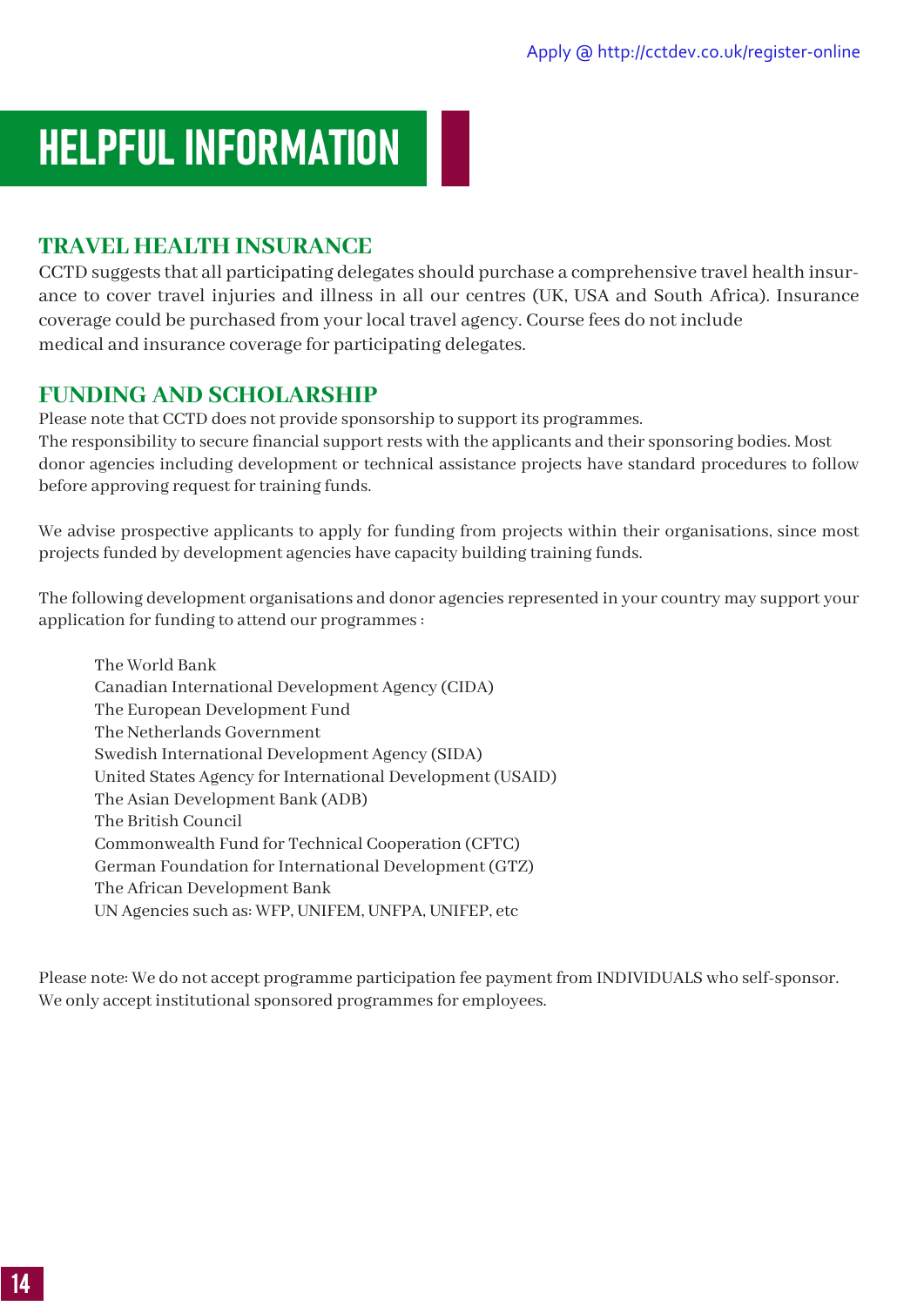# HELPFUL INFORMATION

## TRAVEL HEALTH INSURANCE

CCTD suggests that all participating delegates should purchase a comprehensive travel health insurance to cover travel injuries and illness in all our centres (UK, USA and South Africa). Insurance coverage could be purchased from your local travel agency. Course fees do not include medical and insurance coverage for participating delegates.

## FUNDING AND SCHOLARSHIP

Please note that CCTD does not provide sponsorship to support its programmes.
The responsibility to secure financial support rests with the applicants and their sponsoring bodies. Most donor agencies including development or technical assistance projects have standard procedures to follow before approving request for training funds.

We advise prospective applicants to apply for funding from projects within their organisations, since most projects funded by development agencies have capacity building training funds.

The following development organisations and donor agencies represented in your country may support your application for funding to attend our programmes :

- The World Bank
- Canadian International Development Agency (CIDA)
- The European Development Fund
- The Netherlands Government
- Swedish International Development Agency (SIDA)
- United States Agency for International Development (USAID)
- The Asian Development Bank (ADB)
- The British Council
- Commonwealth Fund for Technical Cooperation (CFTC)
- German Foundation for International Development (GTZ)
- The African Development Bank
- UN Agencies such as: WFP, UNIFEM, UNFPA, UNIFEP, etc

Please note: We do not accept programme participation fee payment from INDIVIDUALS who self-sponsor. We only accept institutional sponsored programmes for employees.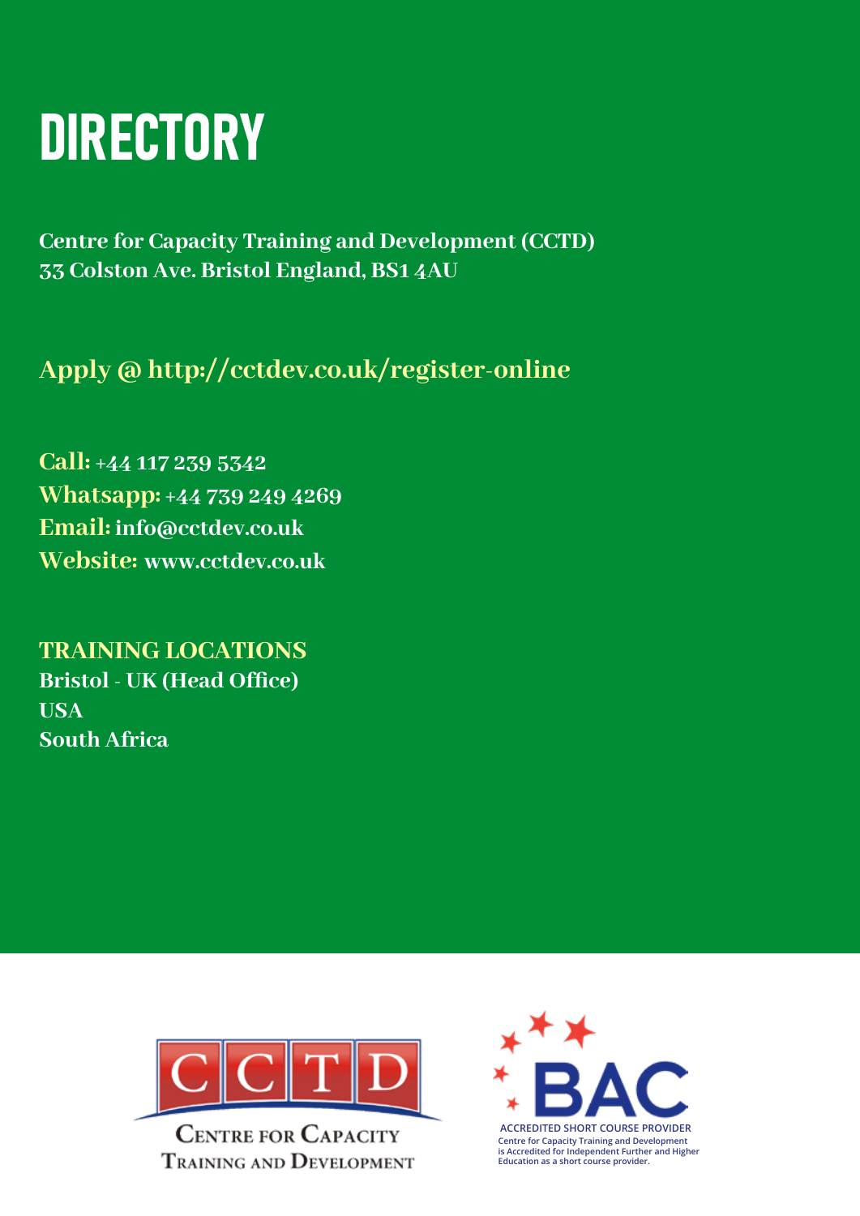# DIRECTORY

**Centre for Capacity Training and Development (CCTD)**
**33 Colston Ave. Bristol England, BS1 4AU**

**Apply @ http://cctdev.co.uk/register-online**

**Call:** +44 117 239 5342
**Whatsapp:** +44 739 249 4269
**Email:** info@cctdev.co.uk
**Website:** www.cctdev.co.uk

**TRAINING LOCATIONS**
**Bristol - UK (Head Office)**
**USA**
**South Africa**

CCTD
Centre for Capacity Training and Development

BAC
ACCREDITED SHORT COURSE PROVIDER
Centre for Capacity Training and Development is Accredited for Independent Further and Higher Education as a short course provider.